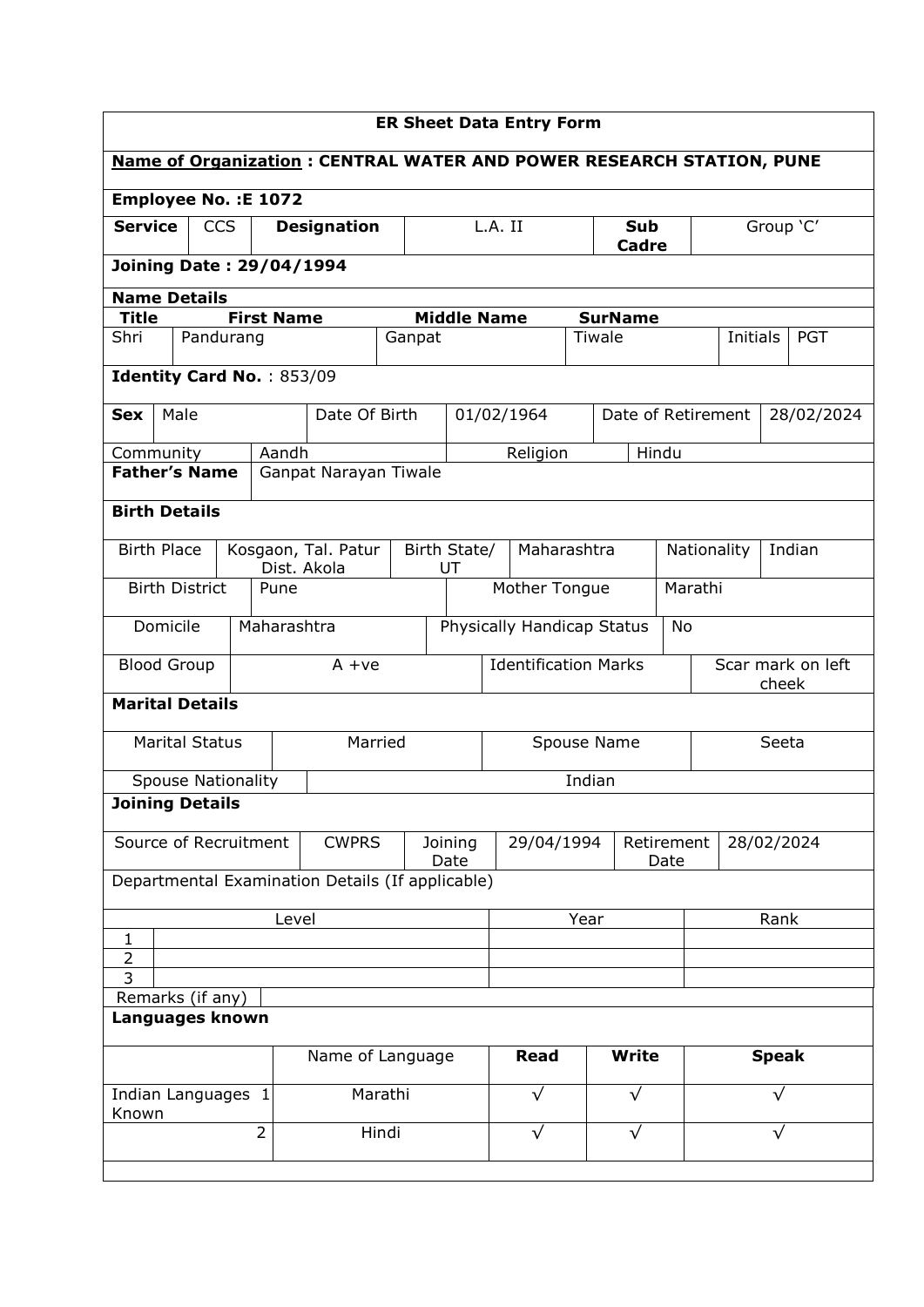# ER Sheet Data Entry Form

**Name of Organization : CENTRAL WATER AND POWER RESEARCH STATION, PUNE**

**Employee No. :E 1072**

| **Service** | CCS | **Designation** | L.A. II | **Sub Cadre** | Group 'C' |
|---|---|---|---|---|---|

**Joining Date : 29/04/1994**

**Name Details**

| **Title** | **First Name** | **Middle Name** | **SurName** | | |
|---|---|---|---|---|---|
| Shri | Pandurang | Ganpat | Tiwale | Initials | PGT |

**Identity Card No.** : 853/09

| **Sex** | Male | Date Of Birth | 01/02/1964 | Date of Retirement | 28/02/2024 |
|---|---|---|---|---|---|
| Community | Aandh | Religion | Hindu | | |
| **Father's Name** | Ganpat Narayan Tiwale | | | | |

**Birth Details**

| Birth Place | Kosgaon, Tal. Patur Dist. Akola | Birth State/ UT | Maharashtra | Nationality | Indian |
|---|---|---|---|---|---|
| Birth District | Pune | Mother Tongue | Marathi | | |
| Domicile | Maharashtra | Physically Handicap Status | No | | |
| Blood Group | A +ve | Identification Marks | Scar mark on left cheek | | |

**Marital Details**

| Marital Status | Married | Spouse Name | Seeta |
|---|---|---|---|
| Spouse Nationality | Indian | | |

**Joining Details**

| Source of Recruitment | CWPRS | Joining Date | 29/04/1994 | Retirement Date | 28/02/2024 |
|---|---|---|---|---|---|

Departmental Examination Details (If applicable)

| | Level | Year | Rank |
|---|---|---|---|
| 1 | | | |
| 2 | | | |
| 3 | | | |

Remarks (if any)

**Languages known**

| | | Name of Language | **Read** | **Write** | **Speak** |
|---|---|---|---|---|---|
| Indian Languages Known | 1 | Marathi | √ | √ | √ |
| | 2 | Hindi | √ | √ | √ |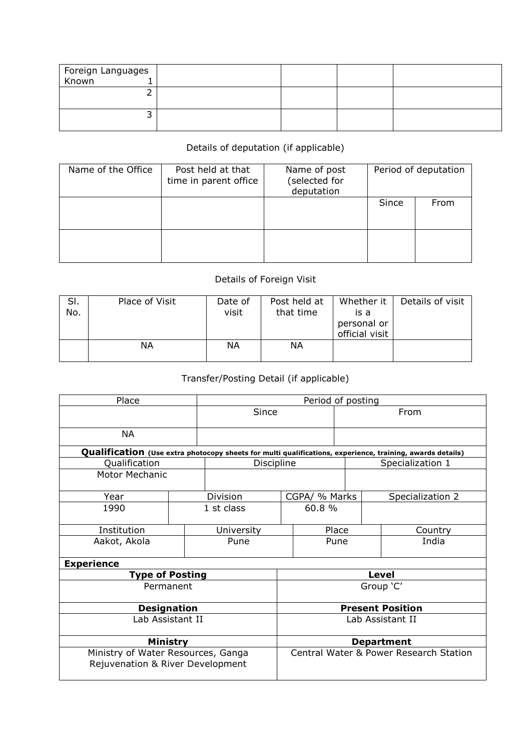| Foreign Languages Known 1 | | | | |
|---|---|---|---|---|
| 2 | | | | |
| 3 | | | | |

Details of deputation (if applicable)

| Name of the Office | Post held at that time in parent office | Name of post (selected for deputation | Period of deputation | |
|---|---|---|---|---|
| | | | Since | From |
| | | | | |

Details of Foreign Visit

| Sl. No. | Place of Visit | Date of visit | Post held at that time | Whether it is a personal or official visit | Details of visit |
|---|---|---|---|---|---|
| | NA | NA | NA | | |

Transfer/Posting Detail (if applicable)

| Place | Period of posting | |
|---|---|---|
| | Since | From |
| NA | | |

**Qualification** **(Use extra photocopy sheets for multi qualifications, experience, training, awards details)**

| Qualification | Discipline | Specialization 1 |
|---|---|---|
| Motor Mechanic | | |

| Year | Division | CGPA/ % Marks | Specialization 2 |
|---|---|---|---|
| 1990 | 1 st class | 60.8 % | |

| Institution | University | Place | Country |
|---|---|---|---|
| Aakot, Akola | Pune | Pune | India |

**Experience**

| **Type of Posting** | **Level** |
|---|---|
| Permanent | Group 'C' |
| **Designation** | **Present Position** |
| Lab Assistant II | Lab Assistant II |
| **Ministry** | **Department** |
| Ministry of Water Resources, Ganga Rejuvenation & River Development | Central Water & Power Research Station |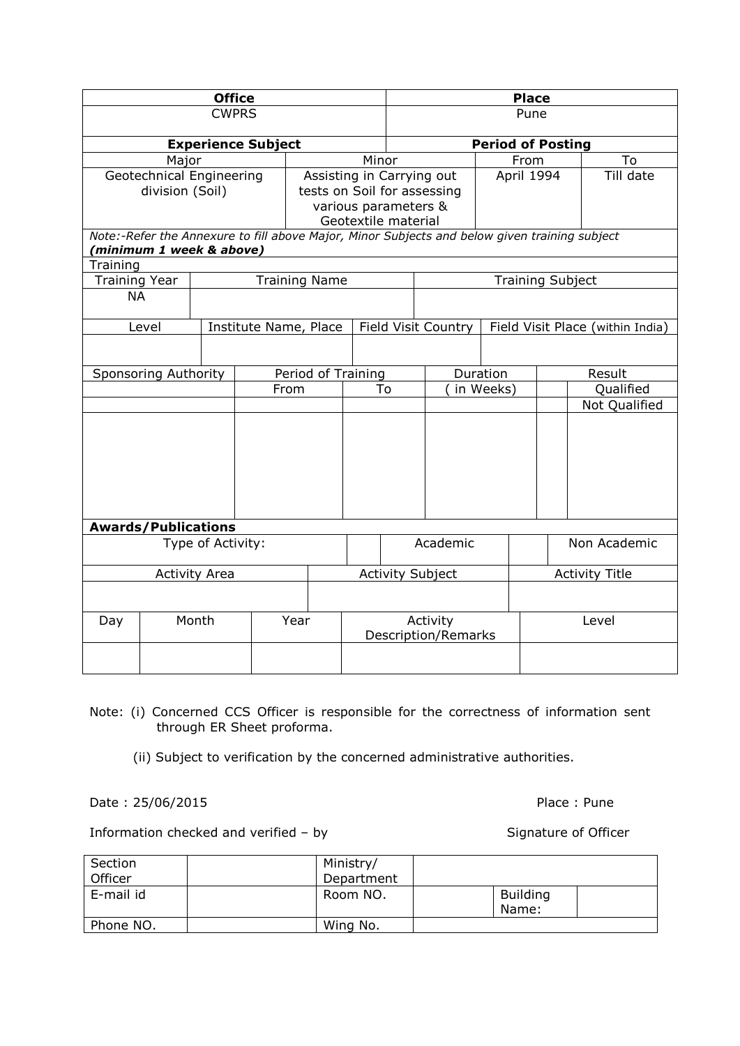| Office | Place |
| --- | --- |
| CWPRS | Pune |

| Experience Subject | | Period of Posting | |
| --- | --- | --- | --- |
| Major | Minor | From | To |
| Geotechnical Engineering division (Soil) | Assisting in Carrying out tests on Soil for assessing various parameters & Geotextile material | April 1994 | Till date |

*Note:-Refer the Annexure to fill above Major, Minor Subjects and below given training subject* ***(minimum 1 week & above)***

Training

| Training Year | Training Name | Training Subject |
| --- | --- | --- |
| NA | | |

| Level | Institute Name, Place | Field Visit Country | Field Visit Place (within India) |
| --- | --- | --- | --- |
| | | | |

| Sponsoring Authority | Period of Training | | Duration | Result | |
| --- | --- | --- | --- | --- | --- |
| | From | To | ( in Weeks) | | Qualified |
| | | | | | Not Qualified |
| | | | | | |

**Awards/Publications**

| Type of Activity: | | Academic | | Non Academic |
| --- | --- | --- | --- | --- |

| Activity Area | Activity Subject | Activity Title |
| --- | --- | --- |
| | | |

| Day | Month | Year | Activity Description/Remarks | Level |
| --- | --- | --- | --- | --- |
| | | | | |

Note: (i) Concerned CCS Officer is responsible for the correctness of information sent through ER Sheet proforma.

(ii) Subject to verification by the concerned administrative authorities.

Date : 25/06/2015 Place : Pune

Information checked and verified – by Signature of Officer

| | | | | | |
| --- | --- | --- | --- | --- | --- |
| Section Officer | | Ministry/ Department | | | |
| E-mail id | | Room NO. | | Building Name: | |
| Phone NO. | | Wing No. | | | |